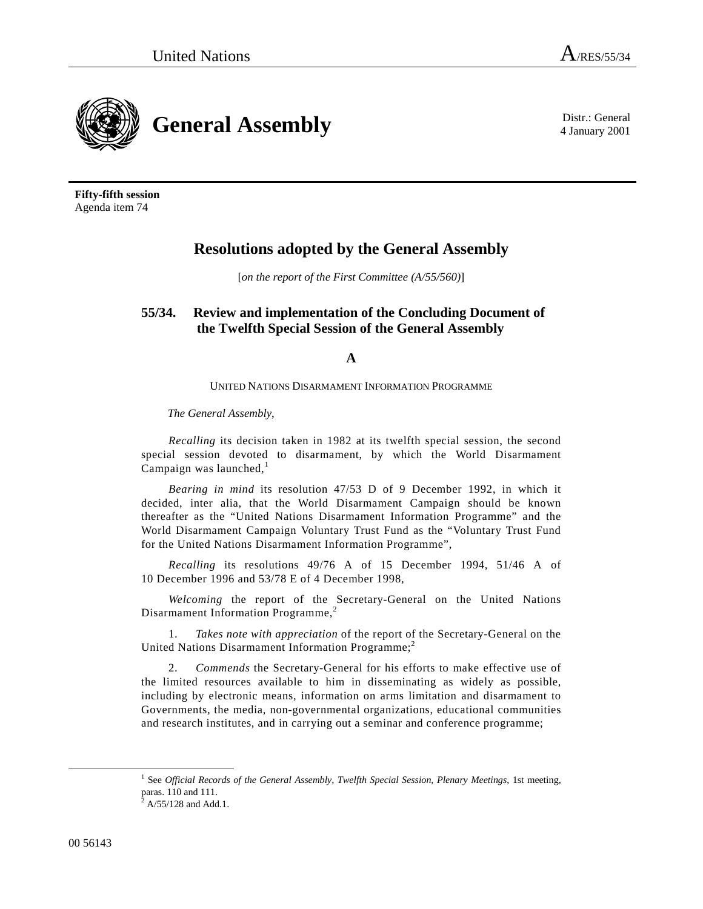United Nations A/RES/55/34

# General Assembly

Distr.: General
4 January 2001

**Fifty-fifth session**
Agenda item 74

## Resolutions adopted by the General Assembly

[*on the report of the First Committee (A/55/560)*]

### 55/34. Review and implementation of the Concluding Document of the Twelfth Special Session of the General Assembly

#### A

UNITED NATIONS DISARMAMENT INFORMATION PROGRAMME

*The General Assembly*,

*Recalling* its decision taken in 1982 at its twelfth special session, the second special session devoted to disarmament, by which the World Disarmament Campaign was launched,[1]

*Bearing in mind* its resolution 47/53 D of 9 December 1992, in which it decided, inter alia, that the World Disarmament Campaign should be known thereafter as the "United Nations Disarmament Information Programme" and the World Disarmament Campaign Voluntary Trust Fund as the "Voluntary Trust Fund for the United Nations Disarmament Information Programme",

*Recalling* its resolutions 49/76 A of 15 December 1994, 51/46 A of 10 December 1996 and 53/78 E of 4 December 1998,

*Welcoming* the report of the Secretary-General on the United Nations Disarmament Information Programme,[2]

1. *Takes note with appreciation* of the report of the Secretary-General on the United Nations Disarmament Information Programme;[2]

2. *Commends* the Secretary-General for his efforts to make effective use of the limited resources available to him in disseminating as widely as possible, including by electronic means, information on arms limitation and disarmament to Governments, the media, non-governmental organizations, educational communities and research institutes, and in carrying out a seminar and conference programme;

---

[1] See *Official Records of the General Assembly, Twelfth Special Session, Plenary Meetings*, 1st meeting, paras. 110 and 111.

[2] A/55/128 and Add.1.

00 56143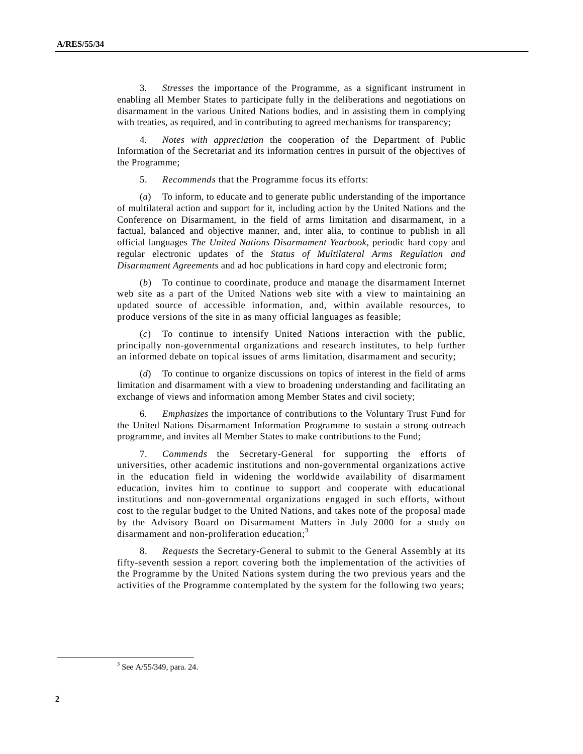3. *Stresses* the importance of the Programme, as a significant instrument in enabling all Member States to participate fully in the deliberations and negotiations on disarmament in the various United Nations bodies, and in assisting them in complying with treaties, as required, and in contributing to agreed mechanisms for transparency;

4. *Notes with appreciation* the cooperation of the Department of Public Information of the Secretariat and its information centres in pursuit of the objectives of the Programme;

5. *Recommends* that the Programme focus its efforts:

(*a*) To inform, to educate and to generate public understanding of the importance of multilateral action and support for it, including action by the United Nations and the Conference on Disarmament, in the field of arms limitation and disarmament, in a factual, balanced and objective manner, and, inter alia, to continue to publish in all official languages *The United Nations Disarmament Yearbook*, periodic hard copy and regular electronic updates of the *Status of Multilateral Arms Regulation and Disarmament Agreements* and ad hoc publications in hard copy and electronic form;

(*b*) To continue to coordinate, produce and manage the disarmament Internet web site as a part of the United Nations web site with a view to maintaining an updated source of accessible information, and, within available resources, to produce versions of the site in as many official languages as feasible;

(*c*) To continue to intensify United Nations interaction with the public, principally non-governmental organizations and research institutes, to help further an informed debate on topical issues of arms limitation, disarmament and security;

(*d*) To continue to organize discussions on topics of interest in the field of arms limitation and disarmament with a view to broadening understanding and facilitating an exchange of views and information among Member States and civil society;

6. *Emphasizes* the importance of contributions to the Voluntary Trust Fund for the United Nations Disarmament Information Programme to sustain a strong outreach programme, and invites all Member States to make contributions to the Fund;

7. *Commends* the Secretary-General for supporting the efforts of universities, other academic institutions and non-governmental organizations active in the education field in widening the worldwide availability of disarmament education, invites him to continue to support and cooperate with educational institutions and non-governmental organizations engaged in such efforts, without cost to the regular budget to the United Nations, and takes note of the proposal made by the Advisory Board on Disarmament Matters in July 2000 for a study on disarmament and non-proliferation education;[3]

8. *Requests* the Secretary-General to submit to the General Assembly at its fifty-seventh session a report covering both the implementation of the activities of the Programme by the United Nations system during the two previous years and the activities of the Programme contemplated by the system for the following two years;

[3] See A/55/349, para. 24.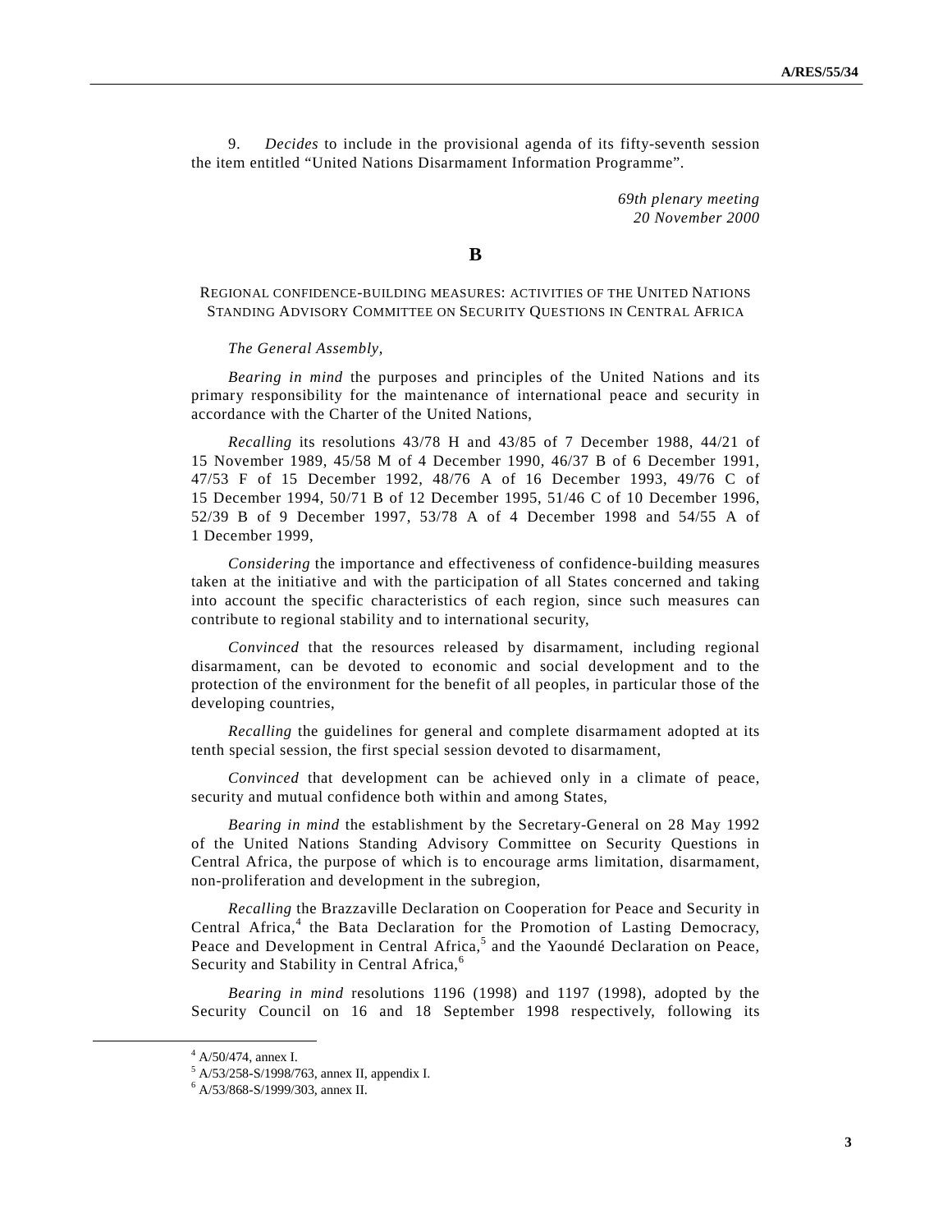9. *Decides* to include in the provisional agenda of its fifty-seventh session the item entitled “United Nations Disarmament Information Programme”.

*69th plenary meeting*
*20 November 2000*

## B

### Regional confidence-building measures: activities of the United Nations Standing Advisory Committee on Security Questions in Central Africa

*The General Assembly*,

*Bearing in mind* the purposes and principles of the United Nations and its primary responsibility for the maintenance of international peace and security in accordance with the Charter of the United Nations,

*Recalling* its resolutions 43/78 H and 43/85 of 7 December 1988, 44/21 of 15 November 1989, 45/58 M of 4 December 1990, 46/37 B of 6 December 1991, 47/53 F of 15 December 1992, 48/76 A of 16 December 1993, 49/76 C of 15 December 1994, 50/71 B of 12 December 1995, 51/46 C of 10 December 1996, 52/39 B of 9 December 1997, 53/78 A of 4 December 1998 and 54/55 A of 1 December 1999,

*Considering* the importance and effectiveness of confidence-building measures taken at the initiative and with the participation of all States concerned and taking into account the specific characteristics of each region, since such measures can contribute to regional stability and to international security,

*Convinced* that the resources released by disarmament, including regional disarmament, can be devoted to economic and social development and to the protection of the environment for the benefit of all peoples, in particular those of the developing countries,

*Recalling* the guidelines for general and complete disarmament adopted at its tenth special session, the first special session devoted to disarmament,

*Convinced* that development can be achieved only in a climate of peace, security and mutual confidence both within and among States,

*Bearing in mind* the establishment by the Secretary-General on 28 May 1992 of the United Nations Standing Advisory Committee on Security Questions in Central Africa, the purpose of which is to encourage arms limitation, disarmament, non-proliferation and development in the subregion,

*Recalling* the Brazzaville Declaration on Cooperation for Peace and Security in Central Africa,[4] the Bata Declaration for the Promotion of Lasting Democracy, Peace and Development in Central Africa,[5] and the Yaoundé Declaration on Peace, Security and Stability in Central Africa,[6]

*Bearing in mind* resolutions 1196 (1998) and 1197 (1998), adopted by the Security Council on 16 and 18 September 1998 respectively, following its

---

[4] A/50/474, annex I.

[5] A/53/258-S/1998/763, annex II, appendix I.

[6] A/53/868-S/1999/303, annex II.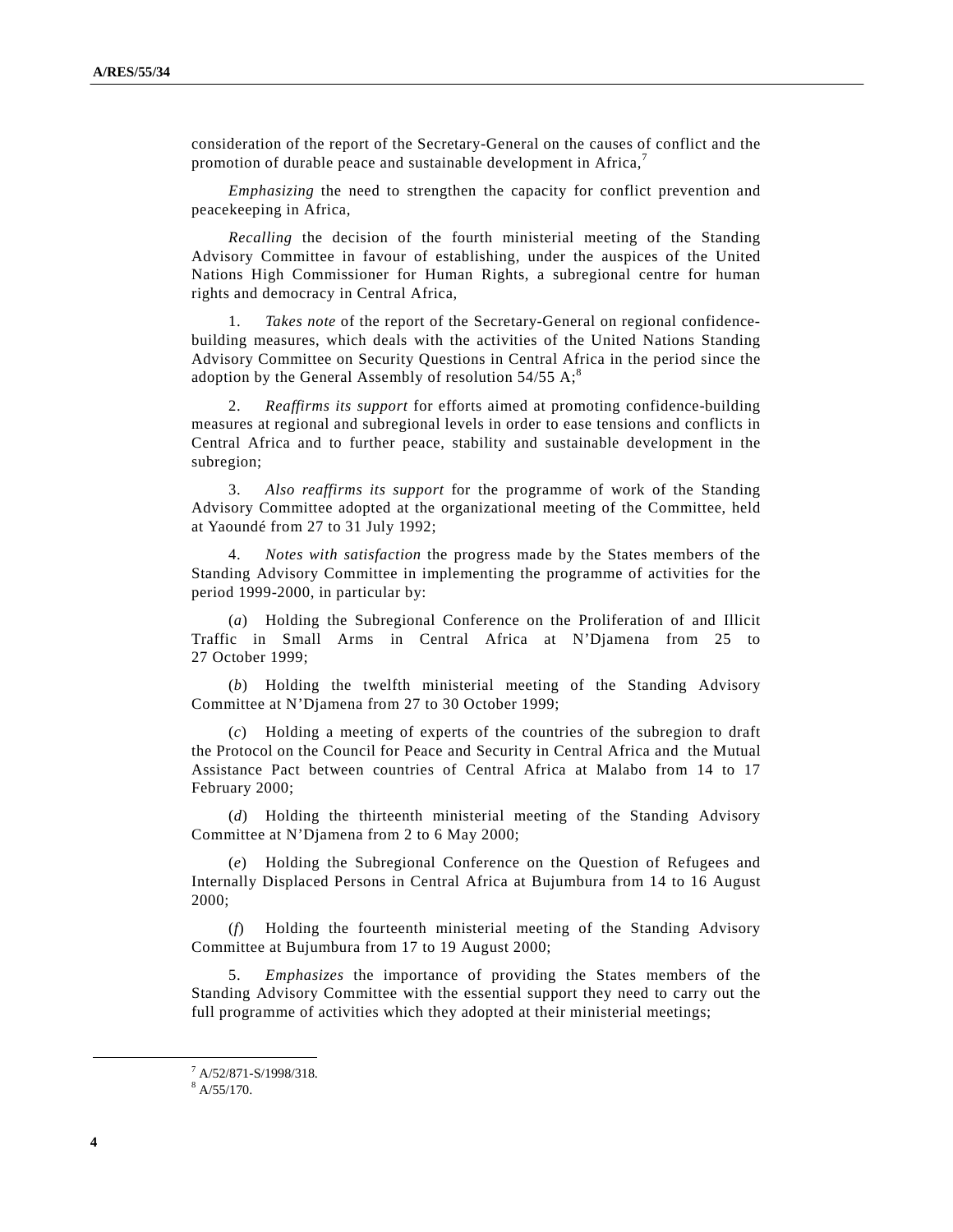consideration of the report of the Secretary-General on the causes of conflict and the promotion of durable peace and sustainable development in Africa,[7]

*Emphasizing* the need to strengthen the capacity for conflict prevention and peacekeeping in Africa,

*Recalling* the decision of the fourth ministerial meeting of the Standing Advisory Committee in favour of establishing, under the auspices of the United Nations High Commissioner for Human Rights, a subregional centre for human rights and democracy in Central Africa,

1. *Takes note* of the report of the Secretary-General on regional confidence-building measures, which deals with the activities of the United Nations Standing Advisory Committee on Security Questions in Central Africa in the period since the adoption by the General Assembly of resolution 54/55 A;[8]

2. *Reaffirms its support* for efforts aimed at promoting confidence-building measures at regional and subregional levels in order to ease tensions and conflicts in Central Africa and to further peace, stability and sustainable development in the subregion;

3. *Also reaffirms its support* for the programme of work of the Standing Advisory Committee adopted at the organizational meeting of the Committee, held at Yaoundé from 27 to 31 July 1992;

4. *Notes with satisfaction* the progress made by the States members of the Standing Advisory Committee in implementing the programme of activities for the period 1999-2000, in particular by:

(*a*) Holding the Subregional Conference on the Proliferation of and Illicit Traffic in Small Arms in Central Africa at N'Djamena from 25 to 27 October 1999;

(*b*) Holding the twelfth ministerial meeting of the Standing Advisory Committee at N'Djamena from 27 to 30 October 1999;

(*c*) Holding a meeting of experts of the countries of the subregion to draft the Protocol on the Council for Peace and Security in Central Africa and the Mutual Assistance Pact between countries of Central Africa at Malabo from 14 to 17 February 2000;

(*d*) Holding the thirteenth ministerial meeting of the Standing Advisory Committee at N'Djamena from 2 to 6 May 2000;

(*e*) Holding the Subregional Conference on the Question of Refugees and Internally Displaced Persons in Central Africa at Bujumbura from 14 to 16 August 2000;

(*f*) Holding the fourteenth ministerial meeting of the Standing Advisory Committee at Bujumbura from 17 to 19 August 2000;

5. *Emphasizes* the importance of providing the States members of the Standing Advisory Committee with the essential support they need to carry out the full programme of activities which they adopted at their ministerial meetings;

---

[7] A/52/871-S/1998/318.

[8] A/55/170.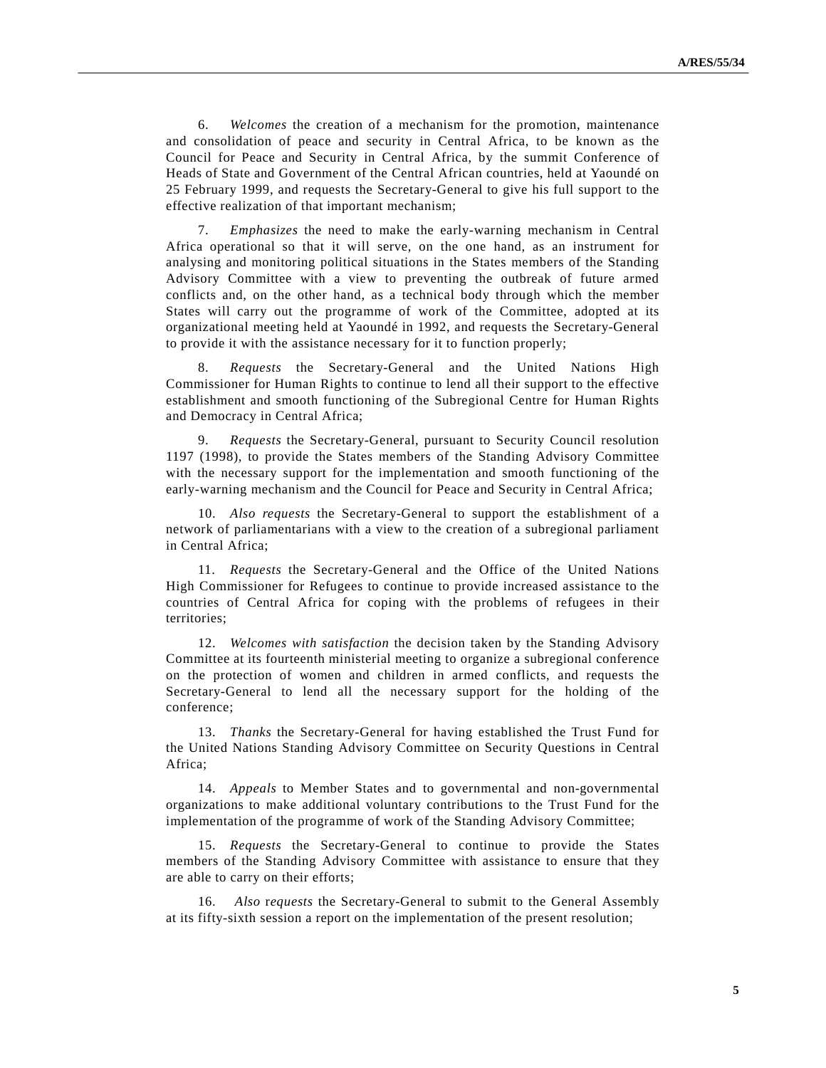6. *Welcomes* the creation of a mechanism for the promotion, maintenance and consolidation of peace and security in Central Africa, to be known as the Council for Peace and Security in Central Africa, by the summit Conference of Heads of State and Government of the Central African countries, held at Yaoundé on 25 February 1999, and requests the Secretary-General to give his full support to the effective realization of that important mechanism;

7. *Emphasizes* the need to make the early-warning mechanism in Central Africa operational so that it will serve, on the one hand, as an instrument for analysing and monitoring political situations in the States members of the Standing Advisory Committee with a view to preventing the outbreak of future armed conflicts and, on the other hand, as a technical body through which the member States will carry out the programme of work of the Committee, adopted at its organizational meeting held at Yaoundé in 1992, and requests the Secretary-General to provide it with the assistance necessary for it to function properly;

8. *Requests* the Secretary-General and the United Nations High Commissioner for Human Rights to continue to lend all their support to the effective establishment and smooth functioning of the Subregional Centre for Human Rights and Democracy in Central Africa;

9. *Requests* the Secretary-General, pursuant to Security Council resolution 1197 (1998), to provide the States members of the Standing Advisory Committee with the necessary support for the implementation and smooth functioning of the early-warning mechanism and the Council for Peace and Security in Central Africa;

10. *Also requests* the Secretary-General to support the establishment of a network of parliamentarians with a view to the creation of a subregional parliament in Central Africa;

11. *Requests* the Secretary-General and the Office of the United Nations High Commissioner for Refugees to continue to provide increased assistance to the countries of Central Africa for coping with the problems of refugees in their territories;

12. *Welcomes with satisfaction* the decision taken by the Standing Advisory Committee at its fourteenth ministerial meeting to organize a subregional conference on the protection of women and children in armed conflicts, and requests the Secretary-General to lend all the necessary support for the holding of the conference;

13. *Thanks* the Secretary-General for having established the Trust Fund for the United Nations Standing Advisory Committee on Security Questions in Central Africa;

14. *Appeals* to Member States and to governmental and non-governmental organizations to make additional voluntary contributions to the Trust Fund for the implementation of the programme of work of the Standing Advisory Committee;

15. *Requests* the Secretary-General to continue to provide the States members of the Standing Advisory Committee with assistance to ensure that they are able to carry on their efforts;

16. *Also requests* the Secretary-General to submit to the General Assembly at its fifty-sixth session a report on the implementation of the present resolution;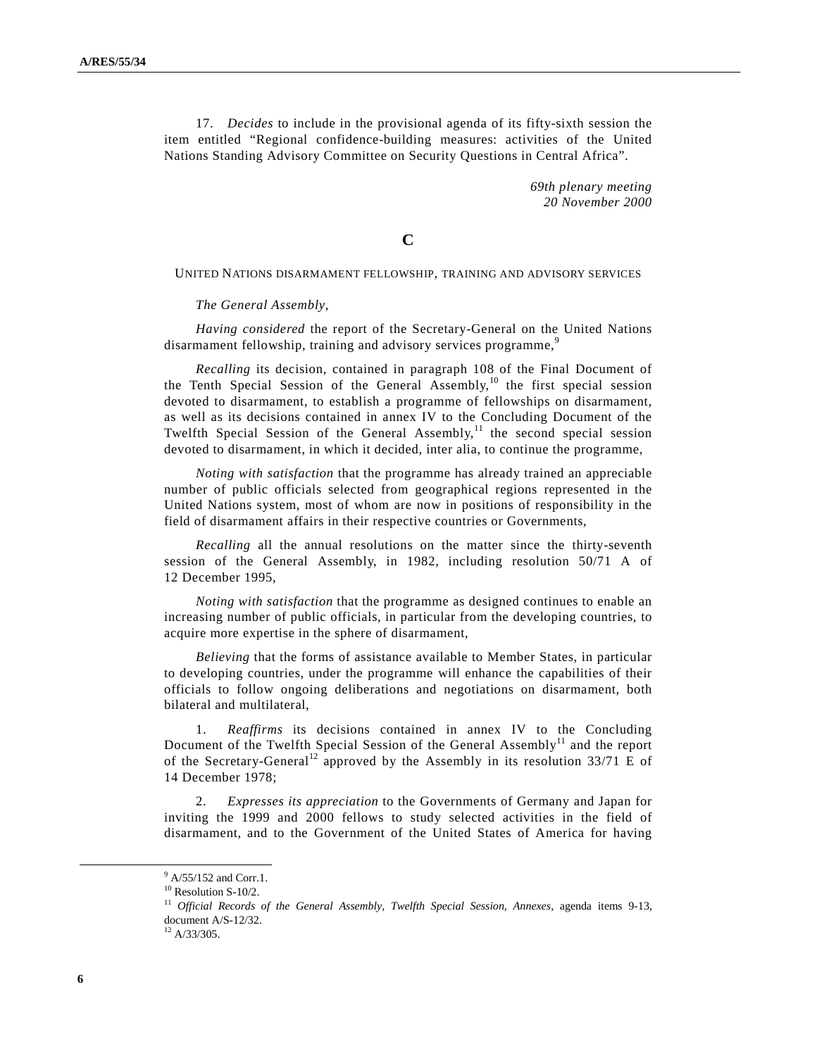17. *Decides* to include in the provisional agenda of its fifty-sixth session the item entitled "Regional confidence-building measures: activities of the United Nations Standing Advisory Committee on Security Questions in Central Africa".

*69th plenary meeting*
*20 November 2000*

## C

### United Nations disarmament fellowship, training and advisory services

*The General Assembly*,

*Having considered* the report of the Secretary-General on the United Nations disarmament fellowship, training and advisory services programme,[9]

*Recalling* its decision, contained in paragraph 108 of the Final Document of the Tenth Special Session of the General Assembly,[10] the first special session devoted to disarmament, to establish a programme of fellowships on disarmament, as well as its decisions contained in annex IV to the Concluding Document of the Twelfth Special Session of the General Assembly,[11] the second special session devoted to disarmament, in which it decided, inter alia, to continue the programme,

*Noting with satisfaction* that the programme has already trained an appreciable number of public officials selected from geographical regions represented in the United Nations system, most of whom are now in positions of responsibility in the field of disarmament affairs in their respective countries or Governments,

*Recalling* all the annual resolutions on the matter since the thirty-seventh session of the General Assembly, in 1982, including resolution 50/71 A of 12 December 1995,

*Noting with satisfaction* that the programme as designed continues to enable an increasing number of public officials, in particular from the developing countries, to acquire more expertise in the sphere of disarmament,

*Believing* that the forms of assistance available to Member States, in particular to developing countries, under the programme will enhance the capabilities of their officials to follow ongoing deliberations and negotiations on disarmament, both bilateral and multilateral,

1. *Reaffirms* its decisions contained in annex IV to the Concluding Document of the Twelfth Special Session of the General Assembly[11] and the report of the Secretary-General[12] approved by the Assembly in its resolution 33/71 E of 14 December 1978;

2. *Expresses its appreciation* to the Governments of Germany and Japan for inviting the 1999 and 2000 fellows to study selected activities in the field of disarmament, and to the Government of the United States of America for having

---

[9] A/55/152 and Corr.1.

[10] Resolution S-10/2.

[11] *Official Records of the General Assembly, Twelfth Special Session, Annexes*, agenda items 9-13, document A/S-12/32.

[12] A/33/305.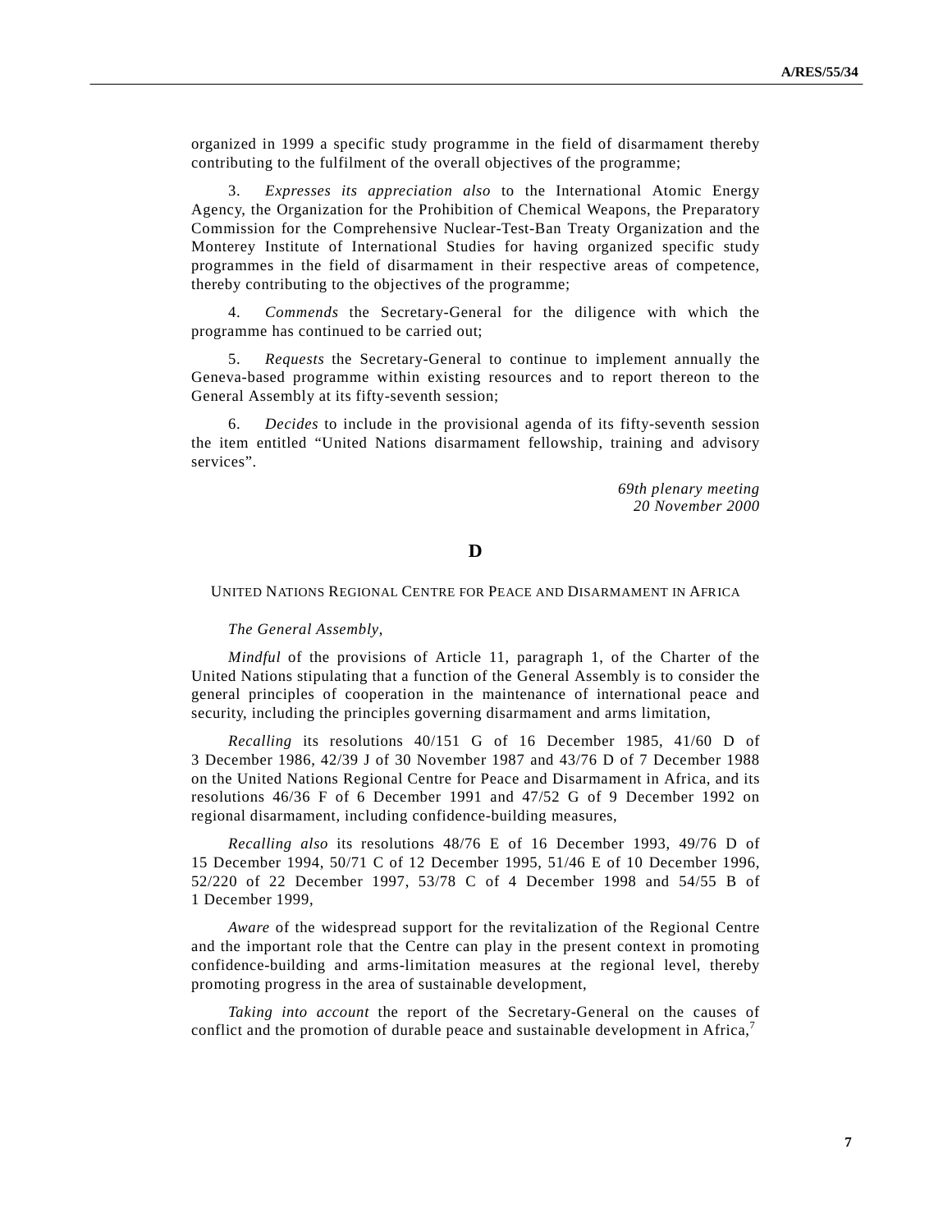organized in 1999 a specific study programme in the field of disarmament thereby contributing to the fulfilment of the overall objectives of the programme;

3. *Expresses its appreciation also* to the International Atomic Energy Agency, the Organization for the Prohibition of Chemical Weapons, the Preparatory Commission for the Comprehensive Nuclear-Test-Ban Treaty Organization and the Monterey Institute of International Studies for having organized specific study programmes in the field of disarmament in their respective areas of competence, thereby contributing to the objectives of the programme;

4. *Commends* the Secretary-General for the diligence with which the programme has continued to be carried out;

5. *Requests* the Secretary-General to continue to implement annually the Geneva-based programme within existing resources and to report thereon to the General Assembly at its fifty-seventh session;

6. *Decides* to include in the provisional agenda of its fifty-seventh session the item entitled "United Nations disarmament fellowship, training and advisory services".

*69th plenary meeting*
*20 November 2000*

## D

### UNITED NATIONS REGIONAL CENTRE FOR PEACE AND DISARMAMENT IN AFRICA

*The General Assembly*,

*Mindful* of the provisions of Article 11, paragraph 1, of the Charter of the United Nations stipulating that a function of the General Assembly is to consider the general principles of cooperation in the maintenance of international peace and security, including the principles governing disarmament and arms limitation,

*Recalling* its resolutions 40/151 G of 16 December 1985, 41/60 D of 3 December 1986, 42/39 J of 30 November 1987 and 43/76 D of 7 December 1988 on the United Nations Regional Centre for Peace and Disarmament in Africa, and its resolutions 46/36 F of 6 December 1991 and 47/52 G of 9 December 1992 on regional disarmament, including confidence-building measures,

*Recalling also* its resolutions 48/76 E of 16 December 1993, 49/76 D of 15 December 1994, 50/71 C of 12 December 1995, 51/46 E of 10 December 1996, 52/220 of 22 December 1997, 53/78 C of 4 December 1998 and 54/55 B of 1 December 1999,

*Aware* of the widespread support for the revitalization of the Regional Centre and the important role that the Centre can play in the present context in promoting confidence-building and arms-limitation measures at the regional level, thereby promoting progress in the area of sustainable development,

*Taking into account* the report of the Secretary-General on the causes of conflict and the promotion of durable peace and sustainable development in Africa,[7]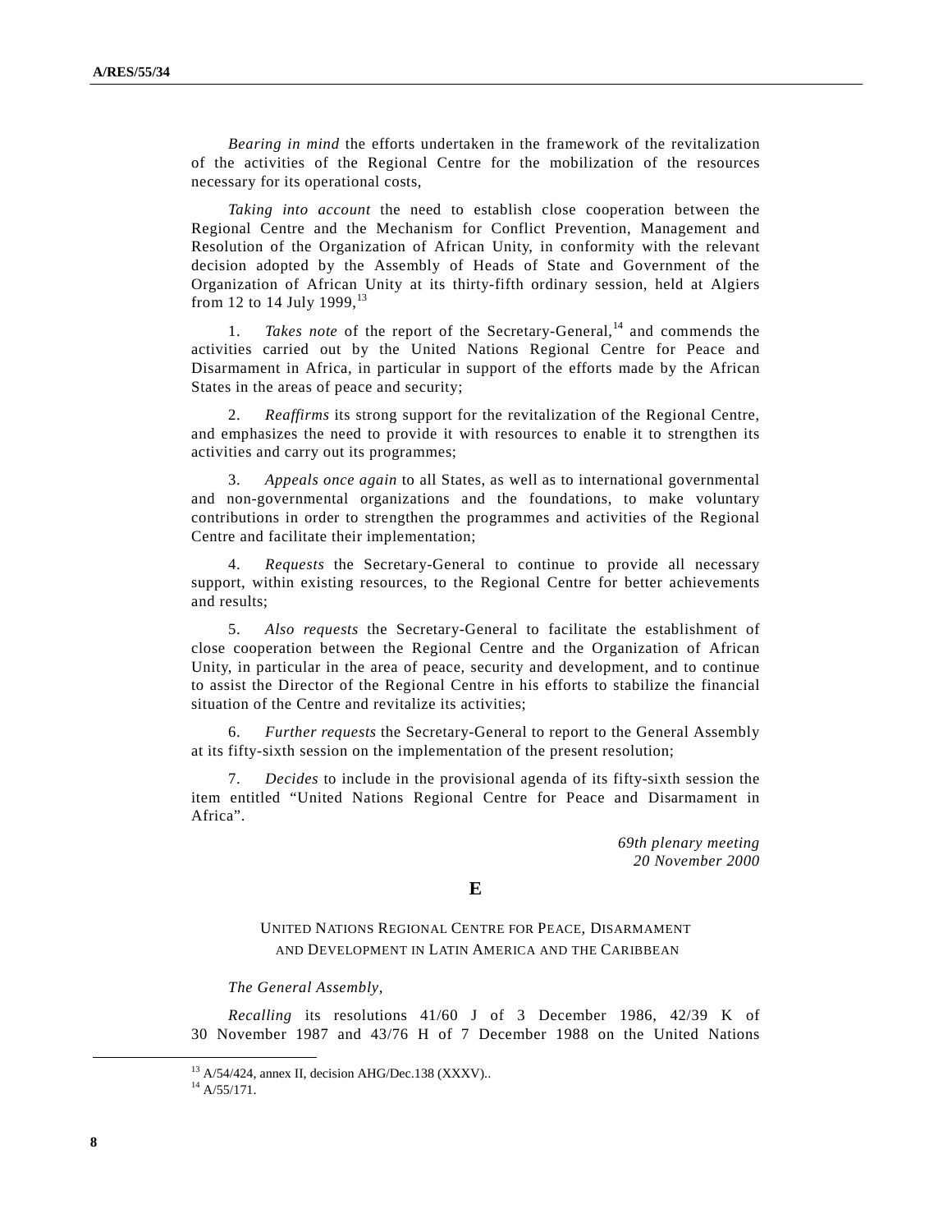*Bearing in mind* the efforts undertaken in the framework of the revitalization of the activities of the Regional Centre for the mobilization of the resources necessary for its operational costs,

*Taking into account* the need to establish close cooperation between the Regional Centre and the Mechanism for Conflict Prevention, Management and Resolution of the Organization of African Unity, in conformity with the relevant decision adopted by the Assembly of Heads of State and Government of the Organization of African Unity at its thirty-fifth ordinary session, held at Algiers from 12 to 14 July 1999,[13]

1. *Takes note* of the report of the Secretary-General,[14] and commends the activities carried out by the United Nations Regional Centre for Peace and Disarmament in Africa, in particular in support of the efforts made by the African States in the areas of peace and security;

2. *Reaffirms* its strong support for the revitalization of the Regional Centre, and emphasizes the need to provide it with resources to enable it to strengthen its activities and carry out its programmes;

3. *Appeals once again* to all States, as well as to international governmental and non-governmental organizations and the foundations, to make voluntary contributions in order to strengthen the programmes and activities of the Regional Centre and facilitate their implementation;

4. *Requests* the Secretary-General to continue to provide all necessary support, within existing resources, to the Regional Centre for better achievements and results;

5. *Also requests* the Secretary-General to facilitate the establishment of close cooperation between the Regional Centre and the Organization of African Unity, in particular in the area of peace, security and development, and to continue to assist the Director of the Regional Centre in his efforts to stabilize the financial situation of the Centre and revitalize its activities;

6. *Further requests* the Secretary-General to report to the General Assembly at its fifty-sixth session on the implementation of the present resolution;

7. *Decides* to include in the provisional agenda of its fifty-sixth session the item entitled “United Nations Regional Centre for Peace and Disarmament in Africa”.

*69th plenary meeting*
*20 November 2000*

## E

### United Nations Regional Centre for Peace, Disarmament and Development in Latin America and the Caribbean

*The General Assembly*,

*Recalling* its resolutions 41/60 J of 3 December 1986, 42/39 K of 30 November 1987 and 43/76 H of 7 December 1988 on the United Nations

---

[13] A/54/424, annex II, decision AHG/Dec.138 (XXXV)..

[14] A/55/171.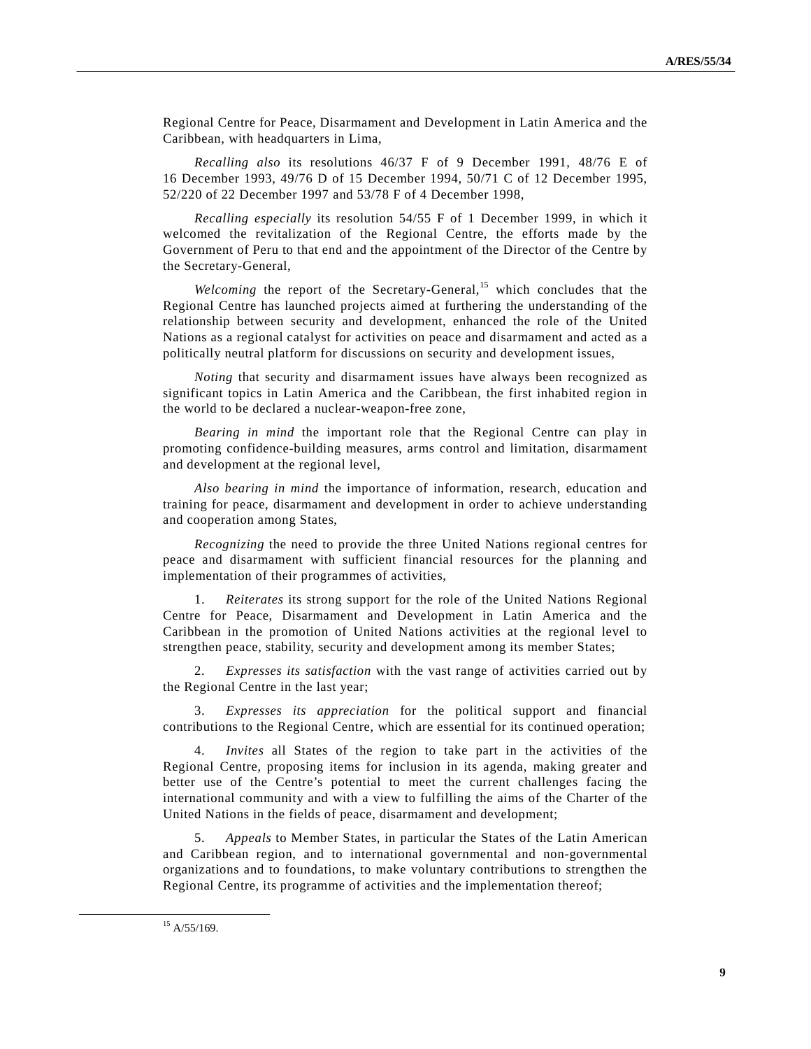Regional Centre for Peace, Disarmament and Development in Latin America and the Caribbean, with headquarters in Lima,

*Recalling also* its resolutions 46/37 F of 9 December 1991, 48/76 E of 16 December 1993, 49/76 D of 15 December 1994, 50/71 C of 12 December 1995, 52/220 of 22 December 1997 and 53/78 F of 4 December 1998,

*Recalling especially* its resolution 54/55 F of 1 December 1999, in which it welcomed the revitalization of the Regional Centre, the efforts made by the Government of Peru to that end and the appointment of the Director of the Centre by the Secretary-General,

*Welcoming* the report of the Secretary-General,[15] which concludes that the Regional Centre has launched projects aimed at furthering the understanding of the relationship between security and development, enhanced the role of the United Nations as a regional catalyst for activities on peace and disarmament and acted as a politically neutral platform for discussions on security and development issues,

*Noting* that security and disarmament issues have always been recognized as significant topics in Latin America and the Caribbean, the first inhabited region in the world to be declared a nuclear-weapon-free zone,

*Bearing in mind* the important role that the Regional Centre can play in promoting confidence-building measures, arms control and limitation, disarmament and development at the regional level,

*Also bearing in mind* the importance of information, research, education and training for peace, disarmament and development in order to achieve understanding and cooperation among States,

*Recognizing* the need to provide the three United Nations regional centres for peace and disarmament with sufficient financial resources for the planning and implementation of their programmes of activities,

1. *Reiterates* its strong support for the role of the United Nations Regional Centre for Peace, Disarmament and Development in Latin America and the Caribbean in the promotion of United Nations activities at the regional level to strengthen peace, stability, security and development among its member States;

2. *Expresses its satisfaction* with the vast range of activities carried out by the Regional Centre in the last year;

3. *Expresses its appreciation* for the political support and financial contributions to the Regional Centre, which are essential for its continued operation;

4. *Invites* all States of the region to take part in the activities of the Regional Centre, proposing items for inclusion in its agenda, making greater and better use of the Centre's potential to meet the current challenges facing the international community and with a view to fulfilling the aims of the Charter of the United Nations in the fields of peace, disarmament and development;

5. *Appeals* to Member States, in particular the States of the Latin American and Caribbean region, and to international governmental and non-governmental organizations and to foundations, to make voluntary contributions to strengthen the Regional Centre, its programme of activities and the implementation thereof;

---

[15] A/55/169.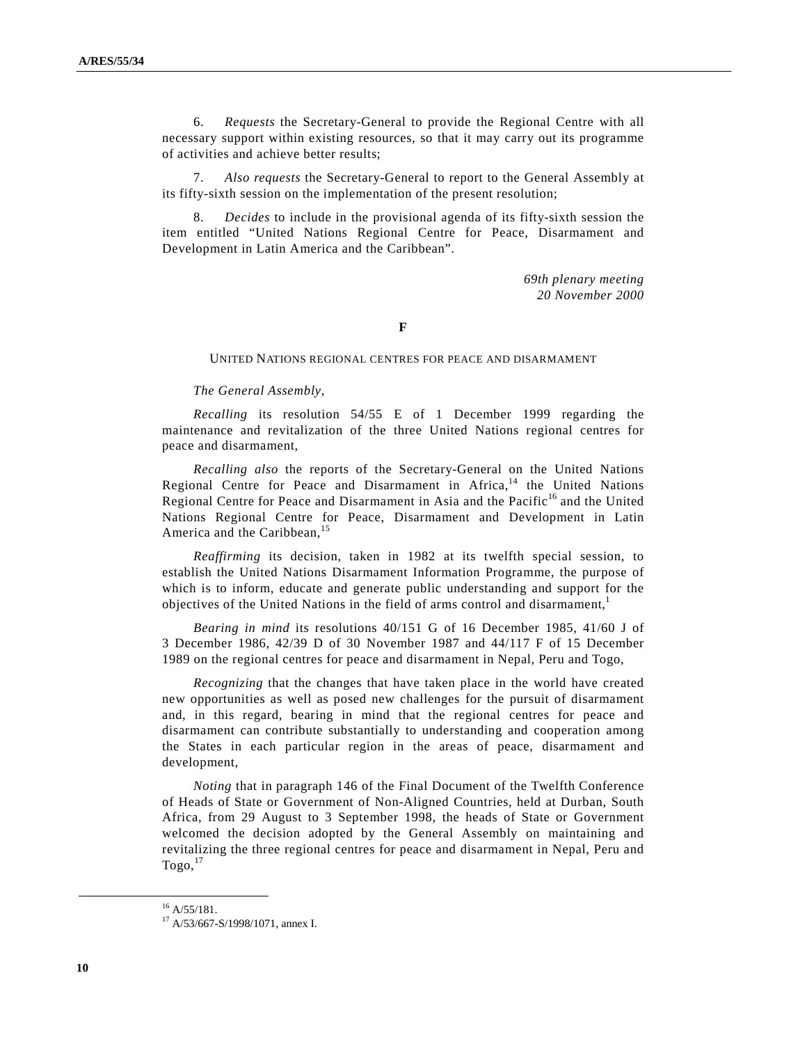6. *Requests* the Secretary-General to provide the Regional Centre with all necessary support within existing resources, so that it may carry out its programme of activities and achieve better results;

7. *Also requests* the Secretary-General to report to the General Assembly at its fifty-sixth session on the implementation of the present resolution;

8. *Decides* to include in the provisional agenda of its fifty-sixth session the item entitled "United Nations Regional Centre for Peace, Disarmament and Development in Latin America and the Caribbean".

*69th plenary meeting*
*20 November 2000*

**F**

UNITED NATIONS REGIONAL CENTRES FOR PEACE AND DISARMAMENT

*The General Assembly*,

*Recalling* its resolution 54/55 E of 1 December 1999 regarding the maintenance and revitalization of the three United Nations regional centres for peace and disarmament,

*Recalling also* the reports of the Secretary-General on the United Nations Regional Centre for Peace and Disarmament in Africa,[14] the United Nations Regional Centre for Peace and Disarmament in Asia and the Pacific[16] and the United Nations Regional Centre for Peace, Disarmament and Development in Latin America and the Caribbean,[15]

*Reaffirming* its decision, taken in 1982 at its twelfth special session, to establish the United Nations Disarmament Information Programme, the purpose of which is to inform, educate and generate public understanding and support for the objectives of the United Nations in the field of arms control and disarmament,[1]

*Bearing in mind* its resolutions 40/151 G of 16 December 1985, 41/60 J of 3 December 1986, 42/39 D of 30 November 1987 and 44/117 F of 15 December 1989 on the regional centres for peace and disarmament in Nepal, Peru and Togo,

*Recognizing* that the changes that have taken place in the world have created new opportunities as well as posed new challenges for the pursuit of disarmament and, in this regard, bearing in mind that the regional centres for peace and disarmament can contribute substantially to understanding and cooperation among the States in each particular region in the areas of peace, disarmament and development,

*Noting* that in paragraph 146 of the Final Document of the Twelfth Conference of Heads of State or Government of Non-Aligned Countries, held at Durban, South Africa, from 29 August to 3 September 1998, the heads of State or Government welcomed the decision adopted by the General Assembly on maintaining and revitalizing the three regional centres for peace and disarmament in Nepal, Peru and Togo,[17]

---

[16] A/55/181.
[17] A/53/667-S/1998/1071, annex I.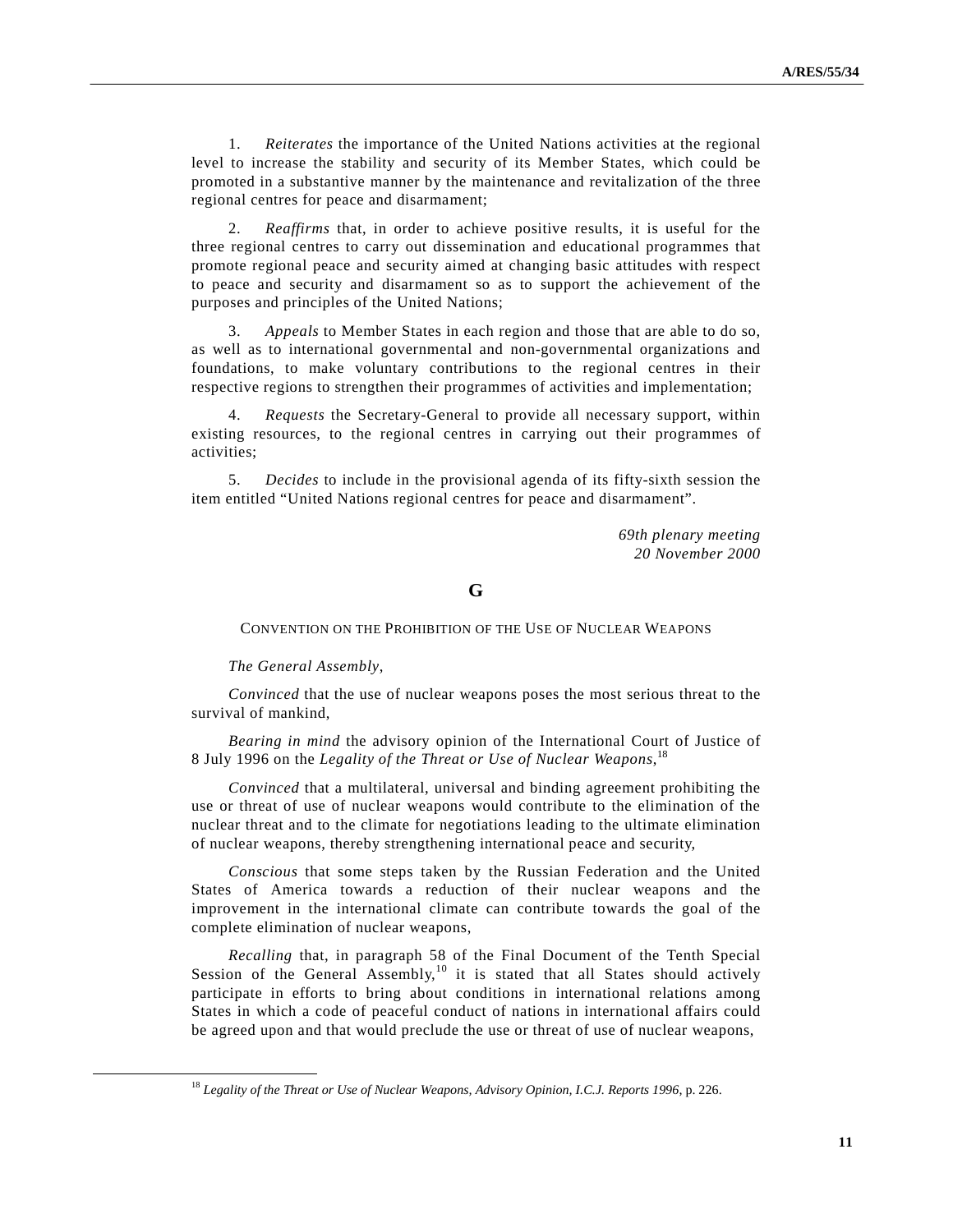1. *Reiterates* the importance of the United Nations activities at the regional level to increase the stability and security of its Member States, which could be promoted in a substantive manner by the maintenance and revitalization of the three regional centres for peace and disarmament;

2. *Reaffirms* that, in order to achieve positive results, it is useful for the three regional centres to carry out dissemination and educational programmes that promote regional peace and security aimed at changing basic attitudes with respect to peace and security and disarmament so as to support the achievement of the purposes and principles of the United Nations;

3. *Appeals* to Member States in each region and those that are able to do so, as well as to international governmental and non-governmental organizations and foundations, to make voluntary contributions to the regional centres in their respective regions to strengthen their programmes of activities and implementation;

4. *Requests* the Secretary-General to provide all necessary support, within existing resources, to the regional centres in carrying out their programmes of activities;

5. *Decides* to include in the provisional agenda of its fifty-sixth session the item entitled "United Nations regional centres for peace and disarmament".

*69th plenary meeting*
*20 November 2000*

## G

### CONVENTION ON THE PROHIBITION OF THE USE OF NUCLEAR WEAPONS

*The General Assembly*,

*Convinced* that the use of nuclear weapons poses the most serious threat to the survival of mankind,

*Bearing in mind* the advisory opinion of the International Court of Justice of 8 July 1996 on the *Legality of the Threat or Use of Nuclear Weapons*,[18]

*Convinced* that a multilateral, universal and binding agreement prohibiting the use or threat of use of nuclear weapons would contribute to the elimination of the nuclear threat and to the climate for negotiations leading to the ultimate elimination of nuclear weapons, thereby strengthening international peace and security,

*Conscious* that some steps taken by the Russian Federation and the United States of America towards a reduction of their nuclear weapons and the improvement in the international climate can contribute towards the goal of the complete elimination of nuclear weapons,

*Recalling* that, in paragraph 58 of the Final Document of the Tenth Special Session of the General Assembly,[10] it is stated that all States should actively participate in efforts to bring about conditions in international relations among States in which a code of peaceful conduct of nations in international affairs could be agreed upon and that would preclude the use or threat of use of nuclear weapons,

---

[18] *Legality of the Threat or Use of Nuclear Weapons, Advisory Opinion, I.C.J. Reports 1996*, p. 226.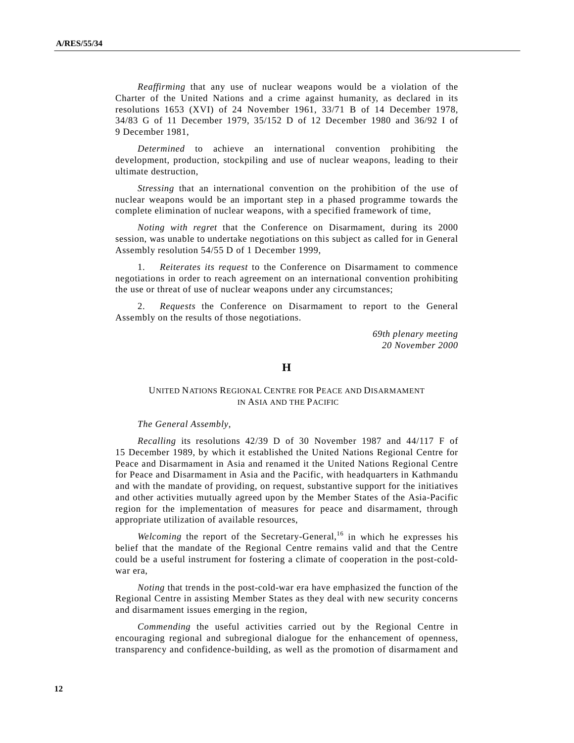*Reaffirming* that any use of nuclear weapons would be a violation of the Charter of the United Nations and a crime against humanity, as declared in its resolutions 1653 (XVI) of 24 November 1961, 33/71 B of 14 December 1978, 34/83 G of 11 December 1979, 35/152 D of 12 December 1980 and 36/92 I of 9 December 1981,

*Determined* to achieve an international convention prohibiting the development, production, stockpiling and use of nuclear weapons, leading to their ultimate destruction,

*Stressing* that an international convention on the prohibition of the use of nuclear weapons would be an important step in a phased programme towards the complete elimination of nuclear weapons, with a specified framework of time,

*Noting with regret* that the Conference on Disarmament, during its 2000 session, was unable to undertake negotiations on this subject as called for in General Assembly resolution 54/55 D of 1 December 1999,

1. *Reiterates its request* to the Conference on Disarmament to commence negotiations in order to reach agreement on an international convention prohibiting the use or threat of use of nuclear weapons under any circumstances;

2. *Requests* the Conference on Disarmament to report to the General Assembly on the results of those negotiations.

*69th plenary meeting*
*20 November 2000*

## H

### United Nations Regional Centre for Peace and Disarmament in Asia and the Pacific

*The General Assembly*,

*Recalling* its resolutions 42/39 D of 30 November 1987 and 44/117 F of 15 December 1989, by which it established the United Nations Regional Centre for Peace and Disarmament in Asia and renamed it the United Nations Regional Centre for Peace and Disarmament in Asia and the Pacific, with headquarters in Kathmandu and with the mandate of providing, on request, substantive support for the initiatives and other activities mutually agreed upon by the Member States of the Asia-Pacific region for the implementation of measures for peace and disarmament, through appropriate utilization of available resources,

*Welcoming* the report of the Secretary-General,[16] in which he expresses his belief that the mandate of the Regional Centre remains valid and that the Centre could be a useful instrument for fostering a climate of cooperation in the post-cold-war era,

*Noting* that trends in the post-cold-war era have emphasized the function of the Regional Centre in assisting Member States as they deal with new security concerns and disarmament issues emerging in the region,

*Commending* the useful activities carried out by the Regional Centre in encouraging regional and subregional dialogue for the enhancement of openness, transparency and confidence-building, as well as the promotion of disarmament and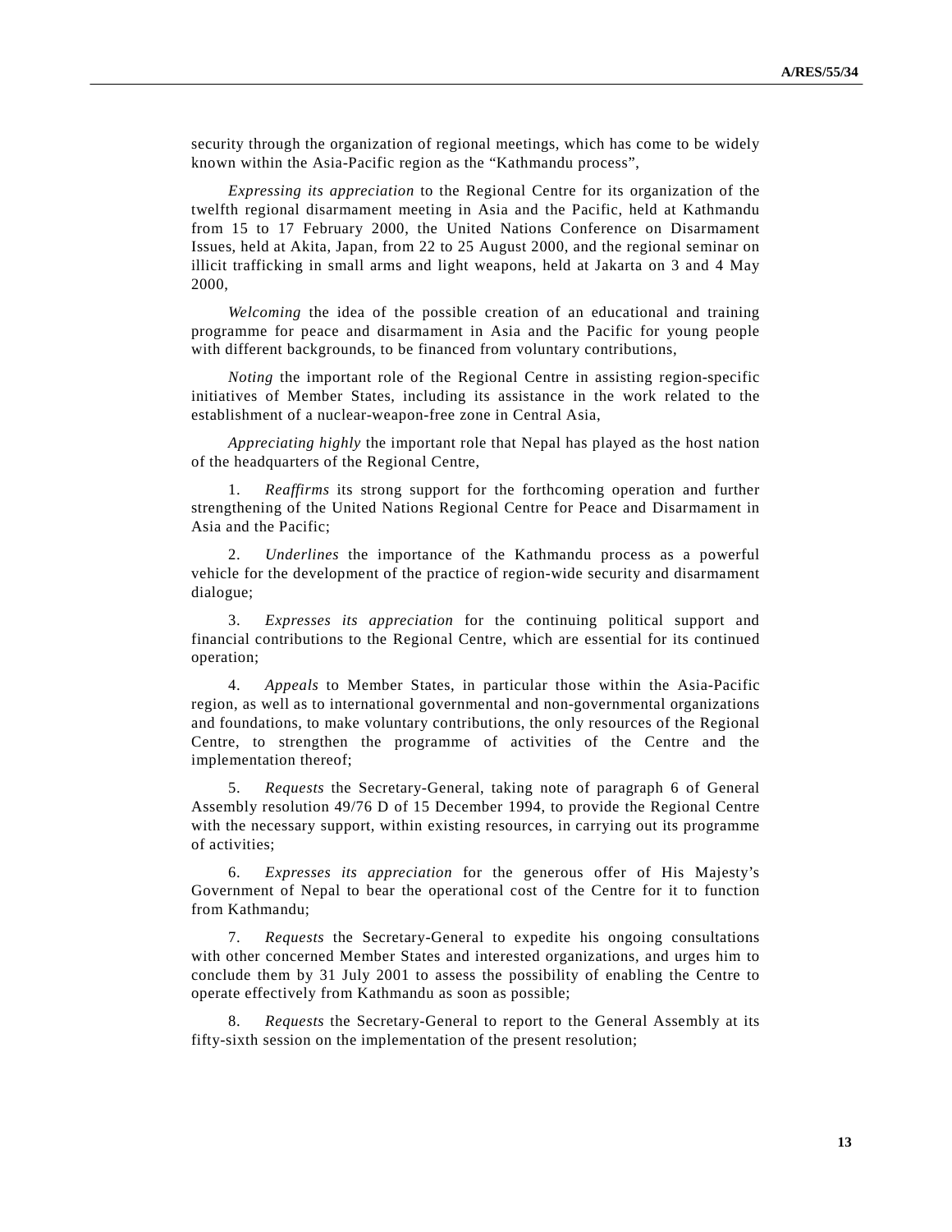security through the organization of regional meetings, which has come to be widely known within the Asia-Pacific region as the "Kathmandu process",

*Expressing its appreciation* to the Regional Centre for its organization of the twelfth regional disarmament meeting in Asia and the Pacific, held at Kathmandu from 15 to 17 February 2000, the United Nations Conference on Disarmament Issues, held at Akita, Japan, from 22 to 25 August 2000, and the regional seminar on illicit trafficking in small arms and light weapons, held at Jakarta on 3 and 4 May 2000,

*Welcoming* the idea of the possible creation of an educational and training programme for peace and disarmament in Asia and the Pacific for young people with different backgrounds, to be financed from voluntary contributions,

*Noting* the important role of the Regional Centre in assisting region-specific initiatives of Member States, including its assistance in the work related to the establishment of a nuclear-weapon-free zone in Central Asia,

*Appreciating highly* the important role that Nepal has played as the host nation of the headquarters of the Regional Centre,

1. *Reaffirms* its strong support for the forthcoming operation and further strengthening of the United Nations Regional Centre for Peace and Disarmament in Asia and the Pacific;

2. *Underlines* the importance of the Kathmandu process as a powerful vehicle for the development of the practice of region-wide security and disarmament dialogue;

3. *Expresses its appreciation* for the continuing political support and financial contributions to the Regional Centre, which are essential for its continued operation;

4. *Appeals* to Member States, in particular those within the Asia-Pacific region, as well as to international governmental and non-governmental organizations and foundations, to make voluntary contributions, the only resources of the Regional Centre, to strengthen the programme of activities of the Centre and the implementation thereof;

5. *Requests* the Secretary-General, taking note of paragraph 6 of General Assembly resolution 49/76 D of 15 December 1994, to provide the Regional Centre with the necessary support, within existing resources, in carrying out its programme of activities;

6. *Expresses its appreciation* for the generous offer of His Majesty's Government of Nepal to bear the operational cost of the Centre for it to function from Kathmandu;

7. *Requests* the Secretary-General to expedite his ongoing consultations with other concerned Member States and interested organizations, and urges him to conclude them by 31 July 2001 to assess the possibility of enabling the Centre to operate effectively from Kathmandu as soon as possible;

8. *Requests* the Secretary-General to report to the General Assembly at its fifty-sixth session on the implementation of the present resolution;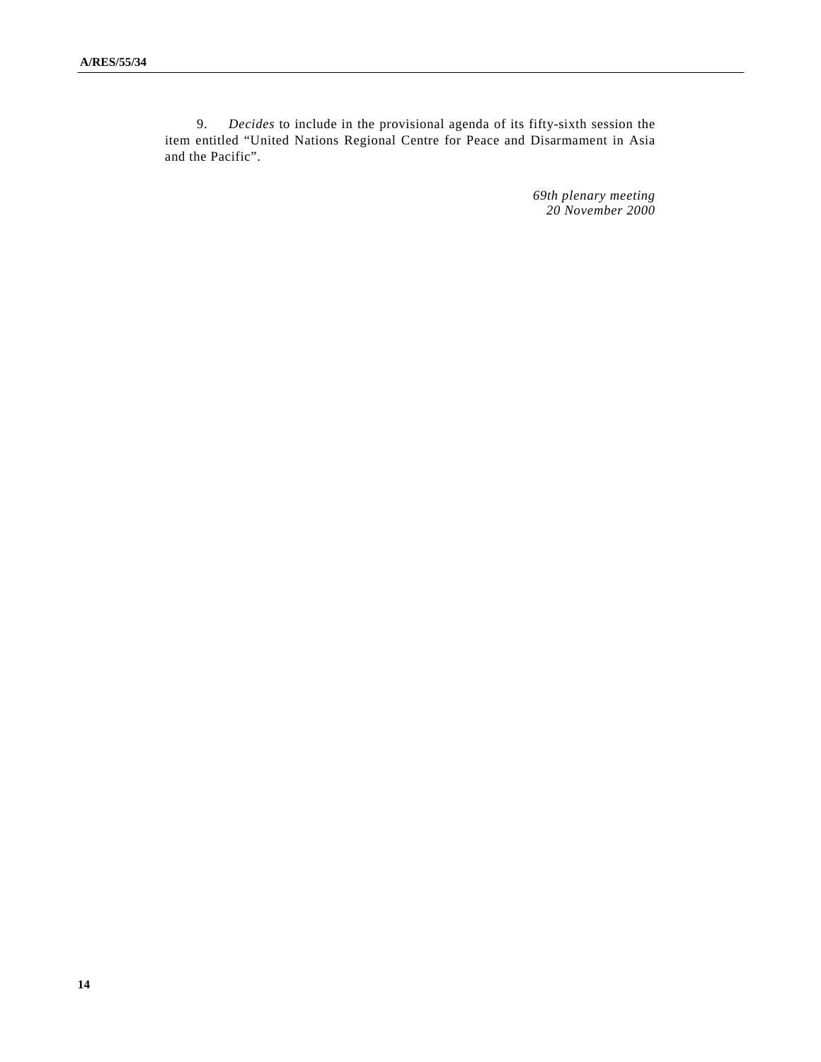9. *Decides* to include in the provisional agenda of its fifty-sixth session the item entitled "United Nations Regional Centre for Peace and Disarmament in Asia and the Pacific".

*69th plenary meeting*
*20 November 2000*